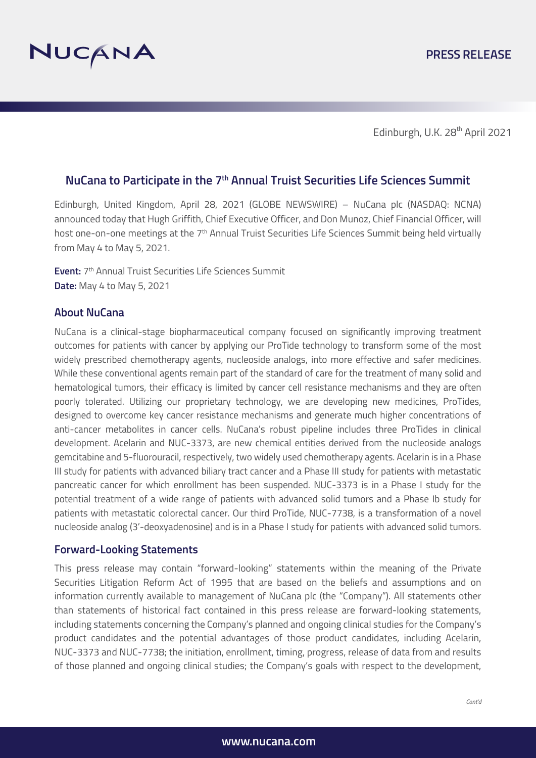NUCANA

PRESS RELEASE

Edinburgh, U.K. 28th April 2021

## NuCana to Participate in the 7th Annual Truist Securities Life Sciences Summit

Edinburgh, United Kingdom, April 28, 2021 (GLOBE NEWSWIRE) – NuCana plc (NASDAQ: NCNA) announced today that Hugh Griffith, Chief Executive Officer, and Don Munoz, Chief Financial Officer, will host one-on-one meetings at the 7th Annual Truist Securities Life Sciences Summit being held virtually from May 4 to May 5, 2021.

**Event:** 7th Annual Truist Securities Life Sciences Summit
**Date:** May 4 to May 5, 2021

### About NuCana

NuCana is a clinical-stage biopharmaceutical company focused on significantly improving treatment outcomes for patients with cancer by applying our ProTide technology to transform some of the most widely prescribed chemotherapy agents, nucleoside analogs, into more effective and safer medicines. While these conventional agents remain part of the standard of care for the treatment of many solid and hematological tumors, their efficacy is limited by cancer cell resistance mechanisms and they are often poorly tolerated. Utilizing our proprietary technology, we are developing new medicines, ProTides, designed to overcome key cancer resistance mechanisms and generate much higher concentrations of anti-cancer metabolites in cancer cells. NuCana's robust pipeline includes three ProTides in clinical development. Acelarin and NUC-3373, are new chemical entities derived from the nucleoside analogs gemcitabine and 5-fluorouracil, respectively, two widely used chemotherapy agents. Acelarin is in a Phase III study for patients with advanced biliary tract cancer and a Phase III study for patients with metastatic pancreatic cancer for which enrollment has been suspended. NUC-3373 is in a Phase I study for the potential treatment of a wide range of patients with advanced solid tumors and a Phase Ib study for patients with metastatic colorectal cancer. Our third ProTide, NUC-7738, is a transformation of a novel nucleoside analog (3'-deoxyadenosine) and is in a Phase I study for patients with advanced solid tumors.

### Forward-Looking Statements

This press release may contain "forward-looking" statements within the meaning of the Private Securities Litigation Reform Act of 1995 that are based on the beliefs and assumptions and on information currently available to management of NuCana plc (the "Company"). All statements other than statements of historical fact contained in this press release are forward-looking statements, including statements concerning the Company's planned and ongoing clinical studies for the Company's product candidates and the potential advantages of those product candidates, including Acelarin, NUC-3373 and NUC-7738; the initiation, enrollment, timing, progress, release of data from and results of those planned and ongoing clinical studies; the Company's goals with respect to the development,

*Cont'd*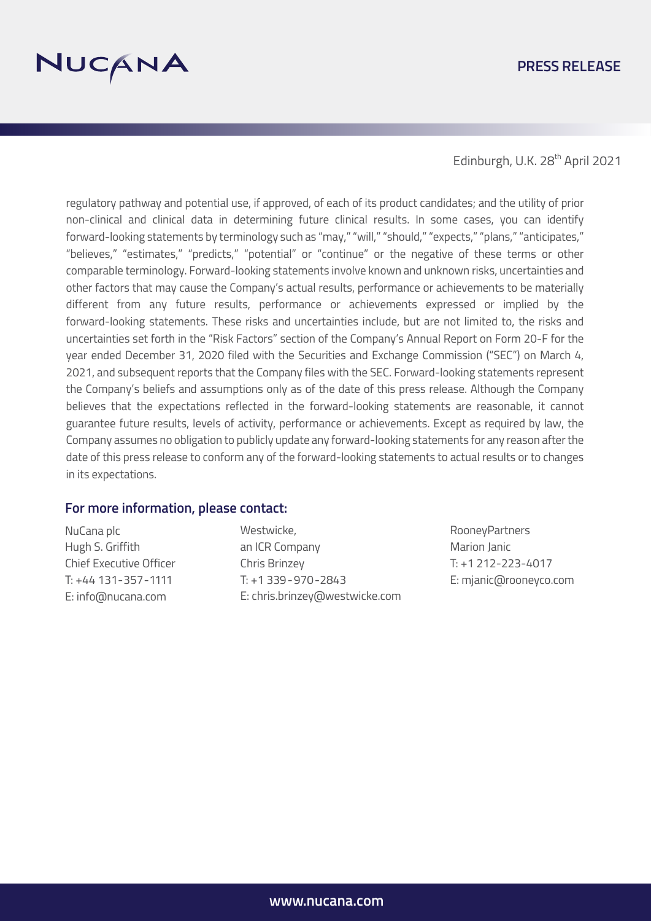Edinburgh, U.K. 28th April 2021

regulatory pathway and potential use, if approved, of each of its product candidates; and the utility of prior non-clinical and clinical data in determining future clinical results. In some cases, you can identify forward-looking statements by terminology such as "may," "will," "should," "expects," "plans," "anticipates," "believes," "estimates," "predicts," "potential" or "continue" or the negative of these terms or other comparable terminology. Forward-looking statements involve known and unknown risks, uncertainties and other factors that may cause the Company's actual results, performance or achievements to be materially different from any future results, performance or achievements expressed or implied by the forward-looking statements. These risks and uncertainties include, but are not limited to, the risks and uncertainties set forth in the "Risk Factors" section of the Company's Annual Report on Form 20-F for the year ended December 31, 2020 filed with the Securities and Exchange Commission ("SEC") on March 4, 2021, and subsequent reports that the Company files with the SEC. Forward-looking statements represent the Company's beliefs and assumptions only as of the date of this press release. Although the Company believes that the expectations reflected in the forward-looking statements are reasonable, it cannot guarantee future results, levels of activity, performance or achievements. Except as required by law, the Company assumes no obligation to publicly update any forward-looking statements for any reason after the date of this press release to conform any of the forward-looking statements to actual results or to changes in its expectations.

## For more information, please contact:

NuCana plc
Hugh S. Griffith
Chief Executive Officer
T: +44 131-357-1111
E: info@nucana.com

Westwicke,
an ICR Company
Chris Brinzey
T: +1 339-970-2843
E: chris.brinzey@westwicke.com

RooneyPartners
Marion Janic
T: +1 212-223-4017
E: mjanic@rooneyco.com